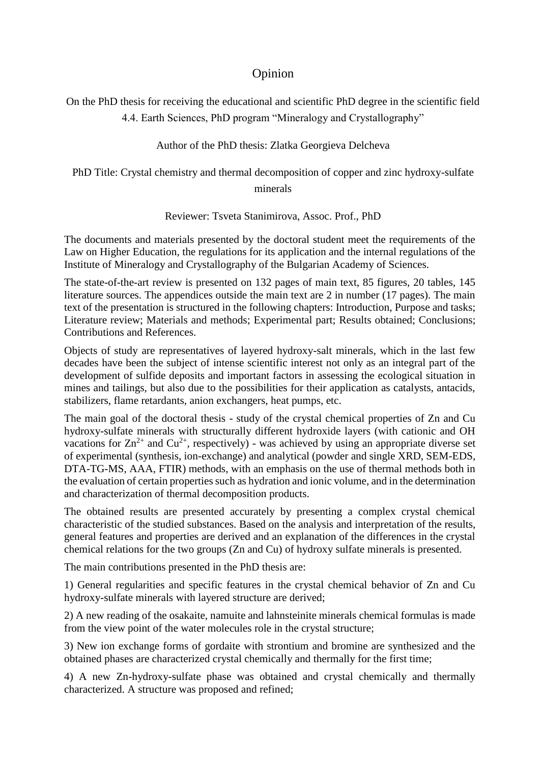# Opinion

On the PhD thesis for receiving the educational and scientific PhD degree in the scientific field 4.4. Earth Sciences, PhD program "Mineralogy and Crystallography"

Author of the PhD thesis: Zlatka Georgieva Delcheva

PhD Title: Crystal chemistry and thermal decomposition of copper and zinc hydroxy-sulfate minerals

Reviewer: Tsveta Stanimirova, Assoc. Prof., PhD

The documents and materials presented by the doctoral student meet the requirements of the Law on Higher Education, the regulations for its application and the internal regulations of the Institute of Mineralogy and Crystallography of the Bulgarian Academy of Sciences.

The state-of-the-art review is presented on 132 pages of main text, 85 figures, 20 tables, 145 literature sources. The appendices outside the main text are 2 in number (17 pages). The main text of the presentation is structured in the following chapters: Introduction, Purpose and tasks; Literature review; Materials and methods; Experimental part; Results obtained; Conclusions; Contributions and References.

Objects of study are representatives of layered hydroxy-salt minerals, which in the last few decades have been the subject of intense scientific interest not only as an integral part of the development of sulfide deposits and important factors in assessing the ecological situation in mines and tailings, but also due to the possibilities for their application as catalysts, antacids, stabilizers, flame retardants, anion exchangers, heat pumps, etc.

The main goal of the doctoral thesis - study of the crystal chemical properties of Zn and Cu hydroxy-sulfate minerals with structurally different hydroxide layers (with cationic and OH vacations for $Zn^{2+}$ and $Cu^{2+}$, respectively) - was achieved by using an appropriate diverse set of experimental (synthesis, ion-exchange) and analytical (powder and single XRD, SEM-EDS, DTA-TG-MS, AAA, FTIR) methods, with an emphasis on the use of thermal methods both in the evaluation of certain properties such as hydration and ionic volume, and in the determination and characterization of thermal decomposition products.

The obtained results are presented accurately by presenting a complex crystal chemical characteristic of the studied substances. Based on the analysis and interpretation of the results, general features and properties are derived and an explanation of the differences in the crystal chemical relations for the two groups (Zn and Cu) of hydroxy sulfate minerals is presented.

The main contributions presented in the PhD thesis are:

1) General regularities and specific features in the crystal chemical behavior of Zn and Cu hydroxy-sulfate minerals with layered structure are derived;

2) A new reading of the osakaite, namuite and lahnsteinite minerals chemical formulas is made from the view point of the water molecules role in the crystal structure;

3) New ion exchange forms of gordaite with strontium and bromine are synthesized and the obtained phases are characterized crystal chemically and thermally for the first time;

4) A new Zn-hydroxy-sulfate phase was obtained and crystal chemically and thermally characterized. A structure was proposed and refined;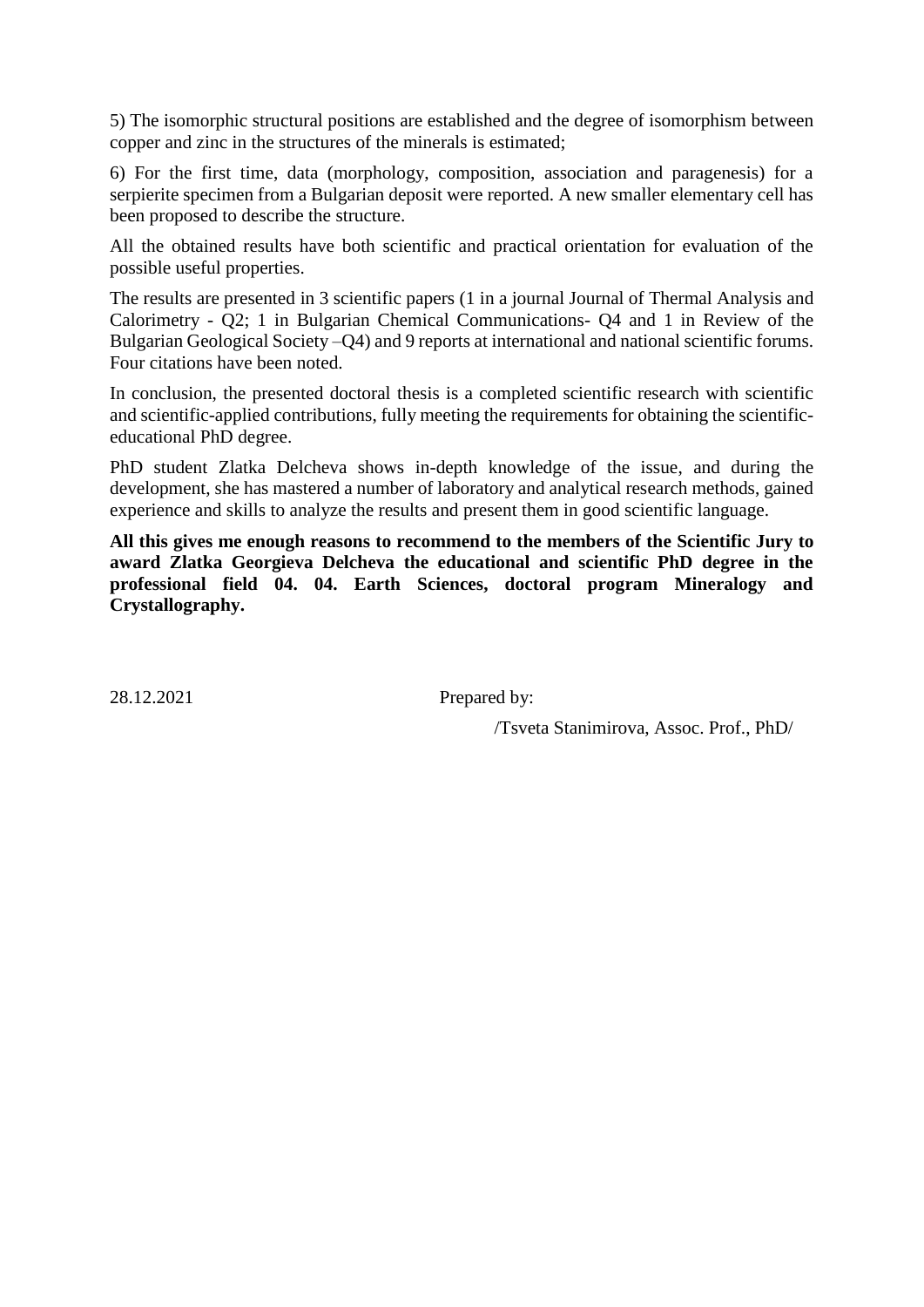5) The isomorphic structural positions are established and the degree of isomorphism between copper and zinc in the structures of the minerals is estimated;

6) For the first time, data (morphology, composition, association and paragenesis) for a serpierite specimen from a Bulgarian deposit were reported. A new smaller elementary cell has been proposed to describe the structure.

All the obtained results have both scientific and practical orientation for evaluation of the possible useful properties.

The results are presented in 3 scientific papers (1 in a journal Journal of Thermal Analysis and Calorimetry - Q2; 1 in Bulgarian Chemical Communications- Q4 and 1 in Review of the Bulgarian Geological Society –Q4) and 9 reports at international and national scientific forums. Four citations have been noted.

In conclusion, the presented doctoral thesis is a completed scientific research with scientific and scientific-applied contributions, fully meeting the requirements for obtaining the scientific-educational PhD degree.

PhD student Zlatka Delcheva shows in-depth knowledge of the issue, and during the development, she has mastered a number of laboratory and analytical research methods, gained experience and skills to analyze the results and present them in good scientific language.

**All this gives me enough reasons to recommend to the members of the Scientific Jury to award Zlatka Georgieva Delcheva the educational and scientific PhD degree in the professional field 04. 04. Earth Sciences, doctoral program Mineralogy and Crystallography.**

28.12.2021 Prepared by:

/Tsveta Stanimirova, Assoc. Prof., PhD/